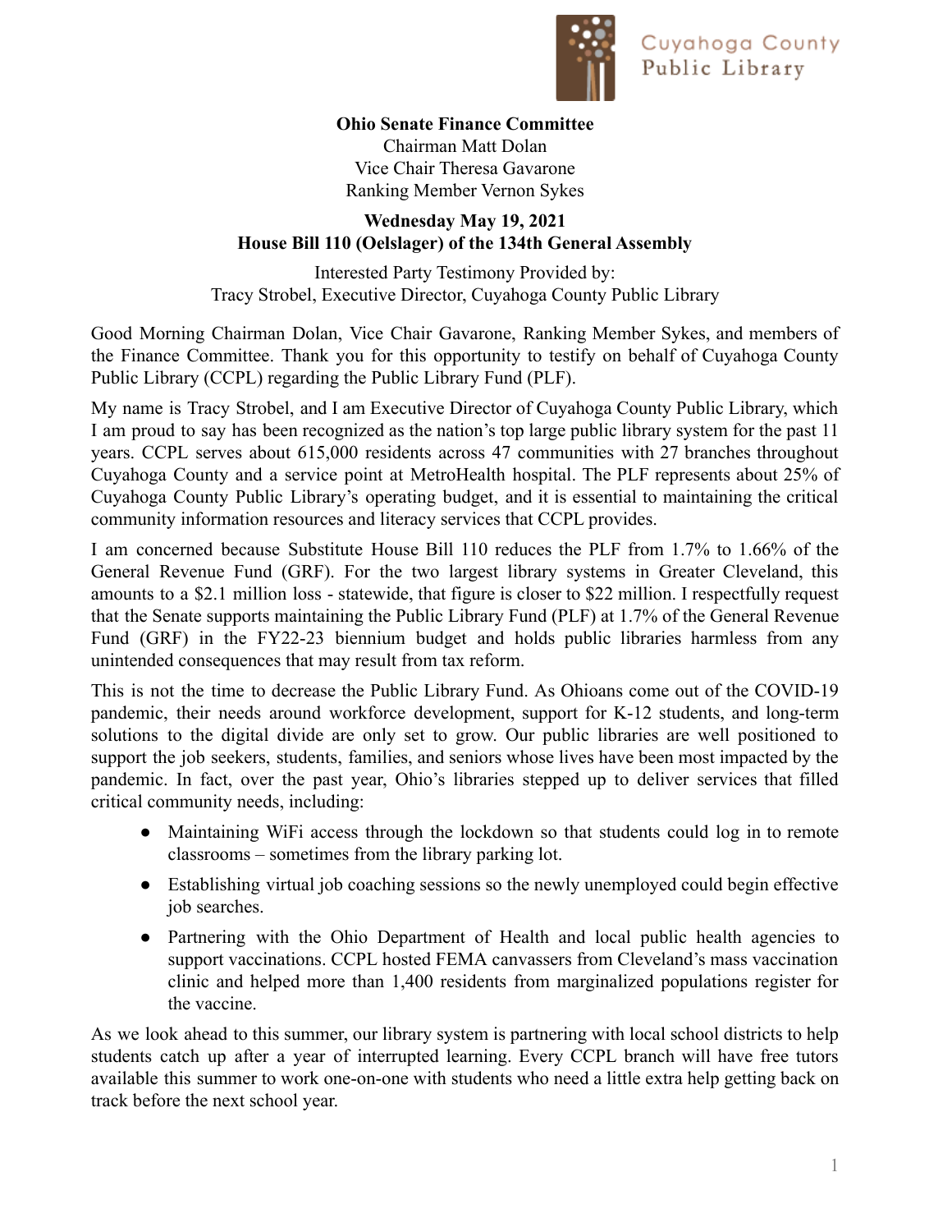Cuyahoga County Public Library

**Ohio Senate Finance Committee**
Chairman Matt Dolan
Vice Chair Theresa Gavarone
Ranking Member Vernon Sykes

**Wednesday May 19, 2021**
**House Bill 110 (Oelslager) of the 134th General Assembly**

Interested Party Testimony Provided by:
Tracy Strobel, Executive Director, Cuyahoga County Public Library

Good Morning Chairman Dolan, Vice Chair Gavarone, Ranking Member Sykes, and members of the Finance Committee. Thank you for this opportunity to testify on behalf of Cuyahoga County Public Library (CCPL) regarding the Public Library Fund (PLF).

My name is Tracy Strobel, and I am Executive Director of Cuyahoga County Public Library, which I am proud to say has been recognized as the nation's top large public library system for the past 11 years. CCPL serves about 615,000 residents across 47 communities with 27 branches throughout Cuyahoga County and a service point at MetroHealth hospital. The PLF represents about 25% of Cuyahoga County Public Library's operating budget, and it is essential to maintaining the critical community information resources and literacy services that CCPL provides.

I am concerned because Substitute House Bill 110 reduces the PLF from 1.7% to 1.66% of the General Revenue Fund (GRF). For the two largest library systems in Greater Cleveland, this amounts to a $2.1 million loss - statewide, that figure is closer to $22 million. I respectfully request that the Senate supports maintaining the Public Library Fund (PLF) at 1.7% of the General Revenue Fund (GRF) in the FY22-23 biennium budget and holds public libraries harmless from any unintended consequences that may result from tax reform.

This is not the time to decrease the Public Library Fund. As Ohioans come out of the COVID-19 pandemic, their needs around workforce development, support for K-12 students, and long-term solutions to the digital divide are only set to grow. Our public libraries are well positioned to support the job seekers, students, families, and seniors whose lives have been most impacted by the pandemic. In fact, over the past year, Ohio's libraries stepped up to deliver services that filled critical community needs, including:

- Maintaining WiFi access through the lockdown so that students could log in to remote classrooms – sometimes from the library parking lot.
- Establishing virtual job coaching sessions so the newly unemployed could begin effective job searches.
- Partnering with the Ohio Department of Health and local public health agencies to support vaccinations. CCPL hosted FEMA canvassers from Cleveland's mass vaccination clinic and helped more than 1,400 residents from marginalized populations register for the vaccine.

As we look ahead to this summer, our library system is partnering with local school districts to help students catch up after a year of interrupted learning. Every CCPL branch will have free tutors available this summer to work one-on-one with students who need a little extra help getting back on track before the next school year.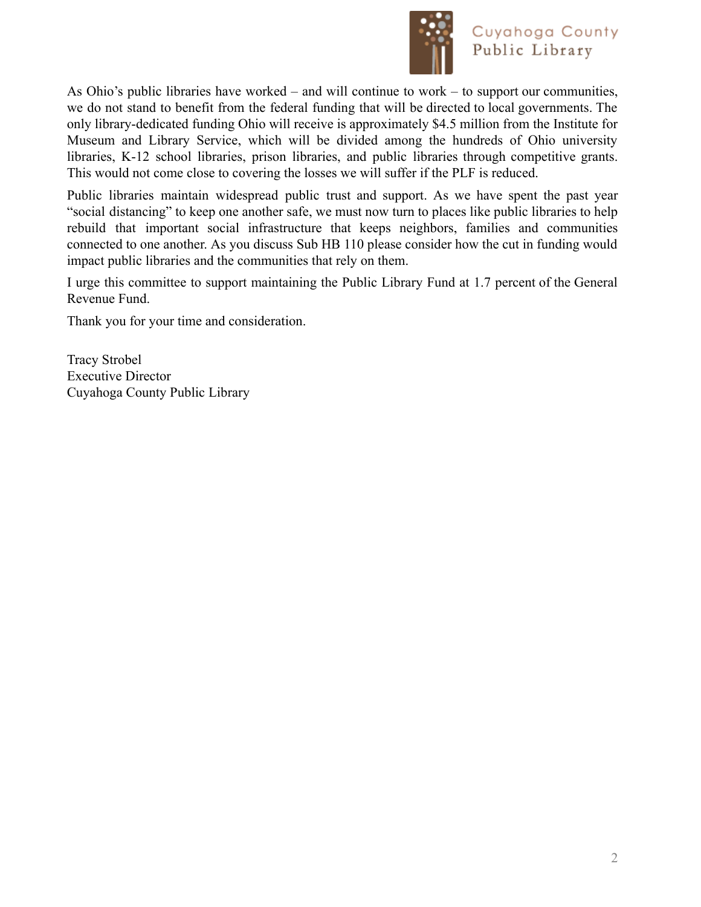As Ohio's public libraries have worked – and will continue to work – to support our communities, we do not stand to benefit from the federal funding that will be directed to local governments. The only library-dedicated funding Ohio will receive is approximately $4.5 million from the Institute for Museum and Library Service, which will be divided among the hundreds of Ohio university libraries, K-12 school libraries, prison libraries, and public libraries through competitive grants. This would not come close to covering the losses we will suffer if the PLF is reduced.

Public libraries maintain widespread public trust and support. As we have spent the past year "social distancing" to keep one another safe, we must now turn to places like public libraries to help rebuild that important social infrastructure that keeps neighbors, families and communities connected to one another. As you discuss Sub HB 110 please consider how the cut in funding would impact public libraries and the communities that rely on them.

I urge this committee to support maintaining the Public Library Fund at 1.7 percent of the General Revenue Fund.

Thank you for your time and consideration.

Tracy Strobel
Executive Director
Cuyahoga County Public Library